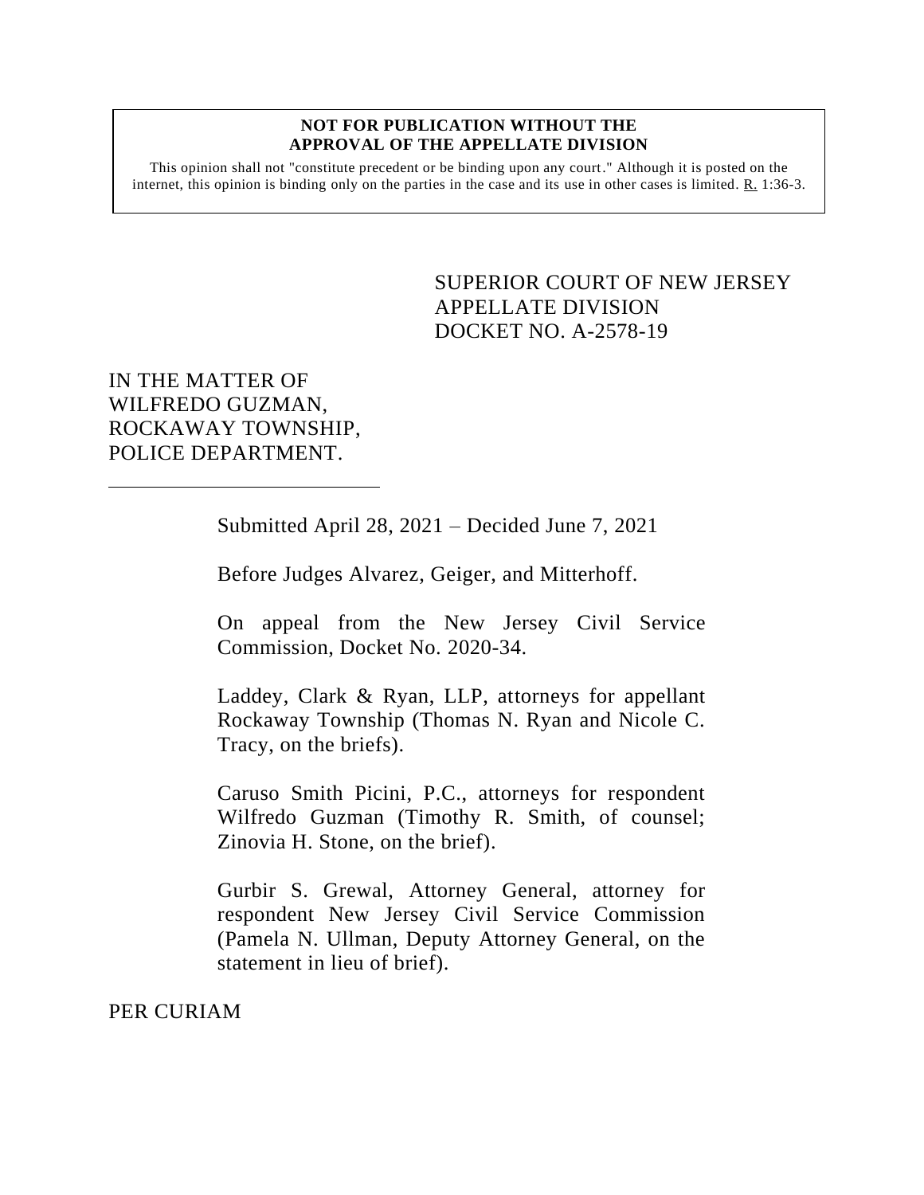**NOT FOR PUBLICATION WITHOUT THE APPROVAL OF THE APPELLATE DIVISION**

This opinion shall not "constitute precedent or be binding upon any court." Although it is posted on the internet, this opinion is binding only on the parties in the case and its use in other cases is limited. R. 1:36-3.

SUPERIOR COURT OF NEW JERSEY
APPELLATE DIVISION
DOCKET NO. A-2578-19

IN THE MATTER OF
WILFREDO GUZMAN,
ROCKAWAY TOWNSHIP,
POLICE DEPARTMENT.

---

Submitted April 28, 2021 – Decided June 7, 2021

Before Judges Alvarez, Geiger, and Mitterhoff.

On appeal from the New Jersey Civil Service Commission, Docket No. 2020-34.

Laddey, Clark & Ryan, LLP, attorneys for appellant Rockaway Township (Thomas N. Ryan and Nicole C. Tracy, on the briefs).

Caruso Smith Picini, P.C., attorneys for respondent Wilfredo Guzman (Timothy R. Smith, of counsel; Zinovia H. Stone, on the brief).

Gurbir S. Grewal, Attorney General, attorney for respondent New Jersey Civil Service Commission (Pamela N. Ullman, Deputy Attorney General, on the statement in lieu of brief).

PER CURIAM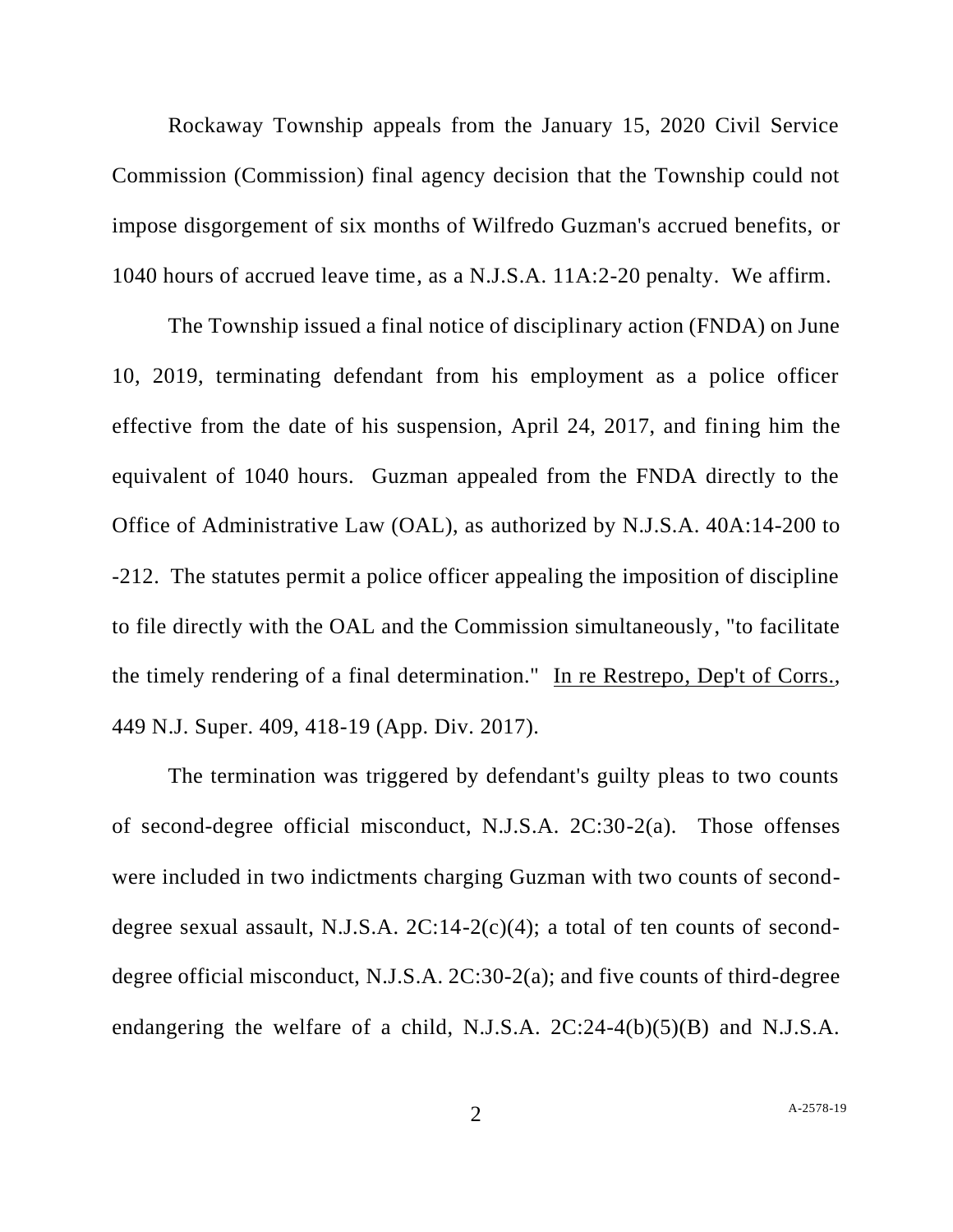Rockaway Township appeals from the January 15, 2020 Civil Service Commission (Commission) final agency decision that the Township could not impose disgorgement of six months of Wilfredo Guzman's accrued benefits, or 1040 hours of accrued leave time, as a N.J.S.A. 11A:2-20 penalty. We affirm.

The Township issued a final notice of disciplinary action (FNDA) on June 10, 2019, terminating defendant from his employment as a police officer effective from the date of his suspension, April 24, 2017, and fining him the equivalent of 1040 hours. Guzman appealed from the FNDA directly to the Office of Administrative Law (OAL), as authorized by N.J.S.A. 40A:14-200 to -212. The statutes permit a police officer appealing the imposition of discipline to file directly with the OAL and the Commission simultaneously, "to facilitate the timely rendering of a final determination." In re Restrepo, Dep't of Corrs., 449 N.J. Super. 409, 418-19 (App. Div. 2017).

The termination was triggered by defendant's guilty pleas to two counts of second-degree official misconduct, N.J.S.A. 2C:30-2(a). Those offenses were included in two indictments charging Guzman with two counts of second-degree sexual assault, N.J.S.A. 2C:14-2(c)(4); a total of ten counts of second-degree official misconduct, N.J.S.A. 2C:30-2(a); and five counts of third-degree endangering the welfare of a child, N.J.S.A. 2C:24-4(b)(5)(B) and N.J.S.A.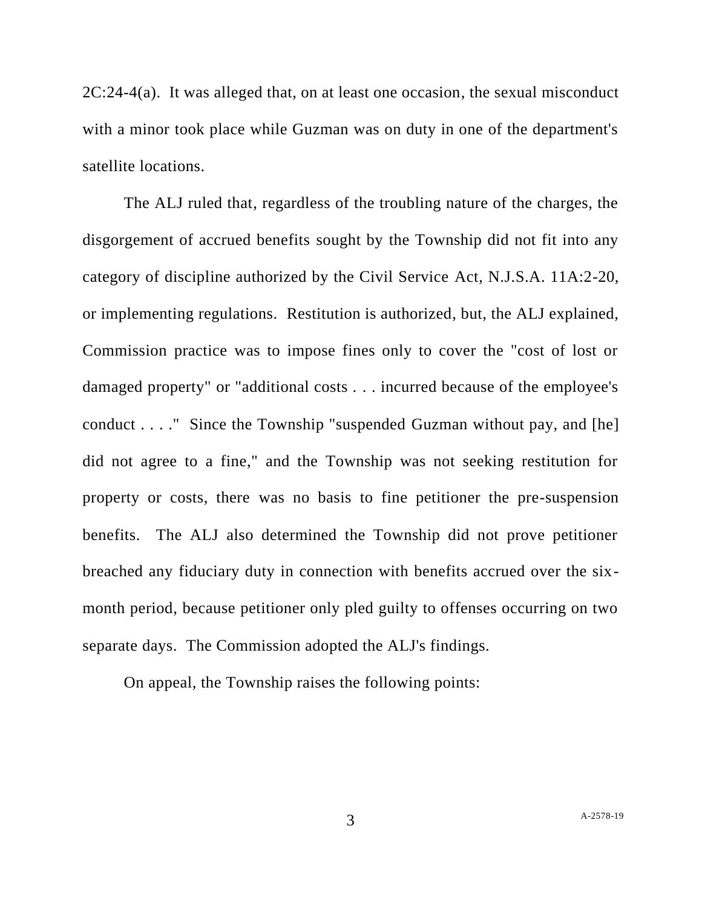2C:24-4(a). It was alleged that, on at least one occasion, the sexual misconduct with a minor took place while Guzman was on duty in one of the department's satellite locations.

The ALJ ruled that, regardless of the troubling nature of the charges, the disgorgement of accrued benefits sought by the Township did not fit into any category of discipline authorized by the Civil Service Act, N.J.S.A. 11A:2-20, or implementing regulations. Restitution is authorized, but, the ALJ explained, Commission practice was to impose fines only to cover the "cost of lost or damaged property" or "additional costs . . . incurred because of the employee's conduct . . . ." Since the Township "suspended Guzman without pay, and [he] did not agree to a fine," and the Township was not seeking restitution for property or costs, there was no basis to fine petitioner the pre-suspension benefits. The ALJ also determined the Township did not prove petitioner breached any fiduciary duty in connection with benefits accrued over the six-month period, because petitioner only pled guilty to offenses occurring on two separate days. The Commission adopted the ALJ's findings.

On appeal, the Township raises the following points: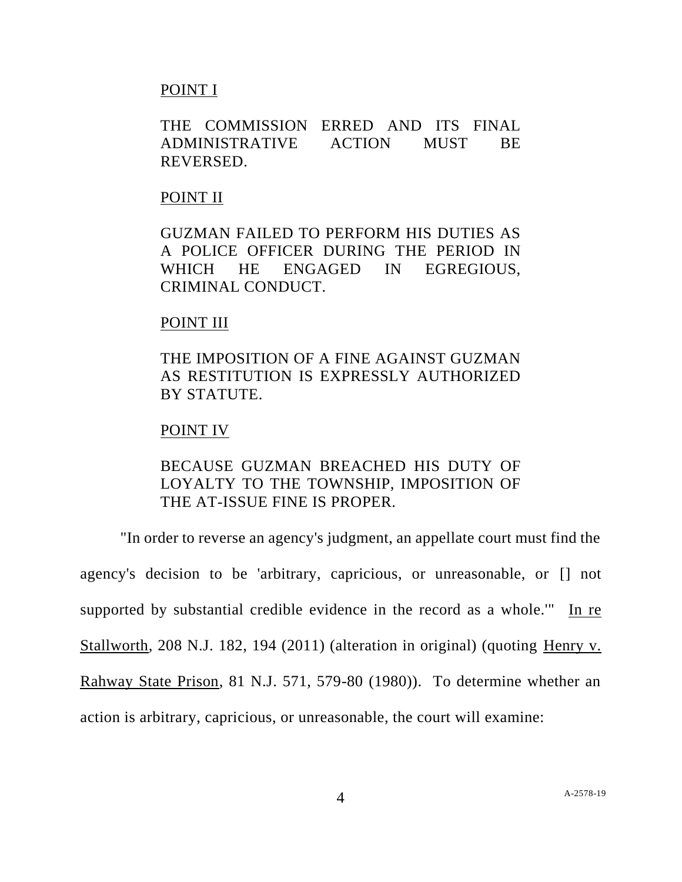<u>POINT I</u>

THE COMMISSION ERRED AND ITS FINAL ADMINISTRATIVE ACTION MUST BE REVERSED.

<u>POINT II</u>

GUZMAN FAILED TO PERFORM HIS DUTIES AS A POLICE OFFICER DURING THE PERIOD IN WHICH HE ENGAGED IN EGREGIOUS, CRIMINAL CONDUCT.

<u>POINT III</u>

THE IMPOSITION OF A FINE AGAINST GUZMAN AS RESTITUTION IS EXPRESSLY AUTHORIZED BY STATUTE.

<u>POINT IV</u>

BECAUSE GUZMAN BREACHED HIS DUTY OF LOYALTY TO THE TOWNSHIP, IMPOSITION OF THE AT-ISSUE FINE IS PROPER.

"In order to reverse an agency's judgment, an appellate court must find the agency's decision to be 'arbitrary, capricious, or unreasonable, or [] not supported by substantial credible evidence in the record as a whole.'" <u>In re Stallworth</u>, 208 N.J. 182, 194 (2011) (alteration in original) (quoting <u>Henry v. Rahway State Prison</u>, 81 N.J. 571, 579-80 (1980)). To determine whether an action is arbitrary, capricious, or unreasonable, the court will examine: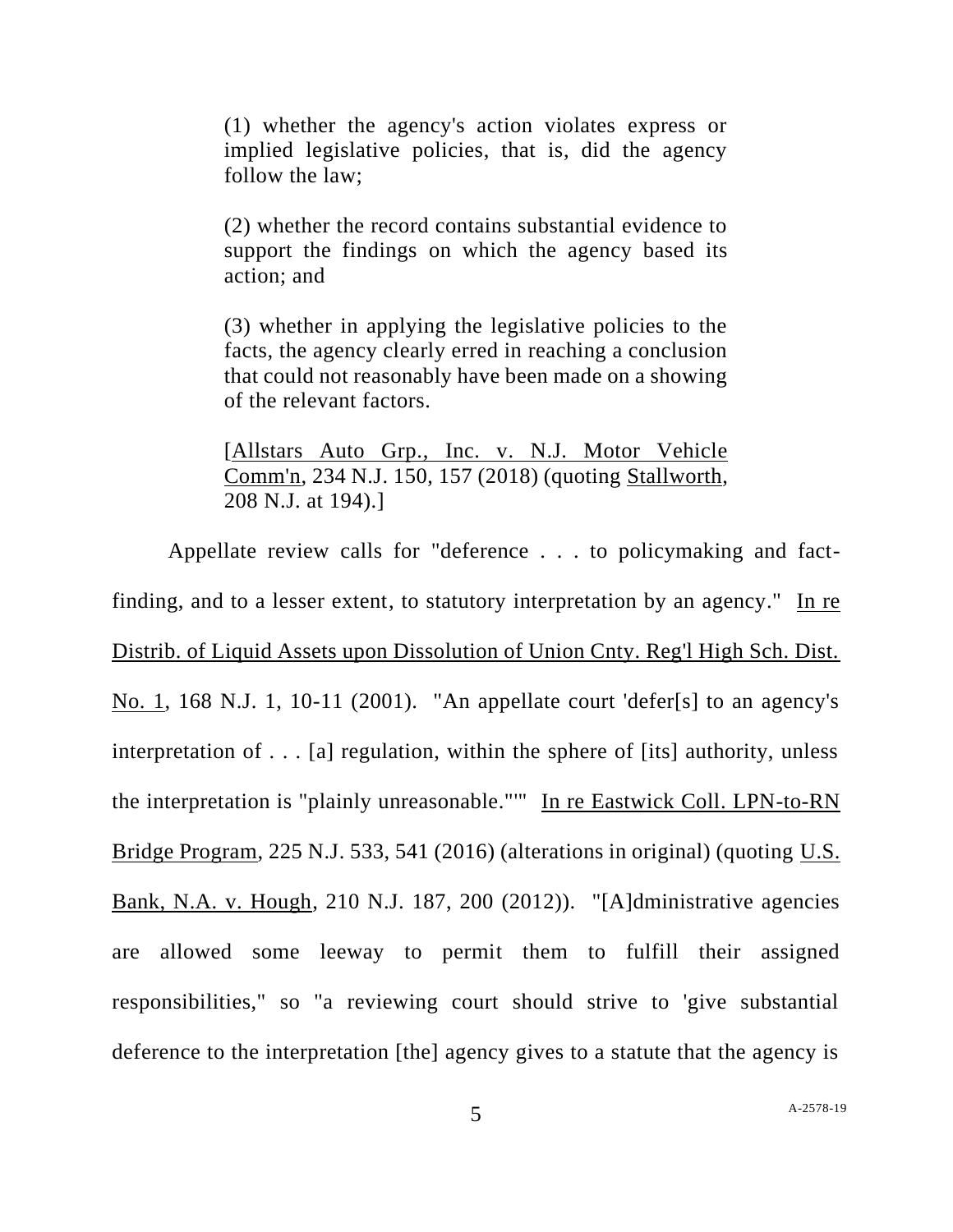> (1) whether the agency's action violates express or implied legislative policies, that is, did the agency follow the law;
>
> (2) whether the record contains substantial evidence to support the findings on which the agency based its action; and
>
> (3) whether in applying the legislative policies to the facts, the agency clearly erred in reaching a conclusion that could not reasonably have been made on a showing of the relevant factors.
>
> [Allstars Auto Grp., Inc. v. N.J. Motor Vehicle Comm'n, 234 N.J. 150, 157 (2018) (quoting Stallworth, 208 N.J. at 194).]

Appellate review calls for "deference . . . to policymaking and fact-finding, and to a lesser extent, to statutory interpretation by an agency." In re Distrib. of Liquid Assets upon Dissolution of Union Cnty. Reg'l High Sch. Dist. No. 1, 168 N.J. 1, 10-11 (2001). "An appellate court 'defer[s] to an agency's interpretation of . . . [a] regulation, within the sphere of [its] authority, unless the interpretation is "plainly unreasonable."'" In re Eastwick Coll. LPN-to-RN Bridge Program, 225 N.J. 533, 541 (2016) (alterations in original) (quoting U.S. Bank, N.A. v. Hough, 210 N.J. 187, 200 (2012)). "[A]dministrative agencies are allowed some leeway to permit them to fulfill their assigned responsibilities," so "a reviewing court should strive to 'give substantial deference to the interpretation [the] agency gives to a statute that the agency is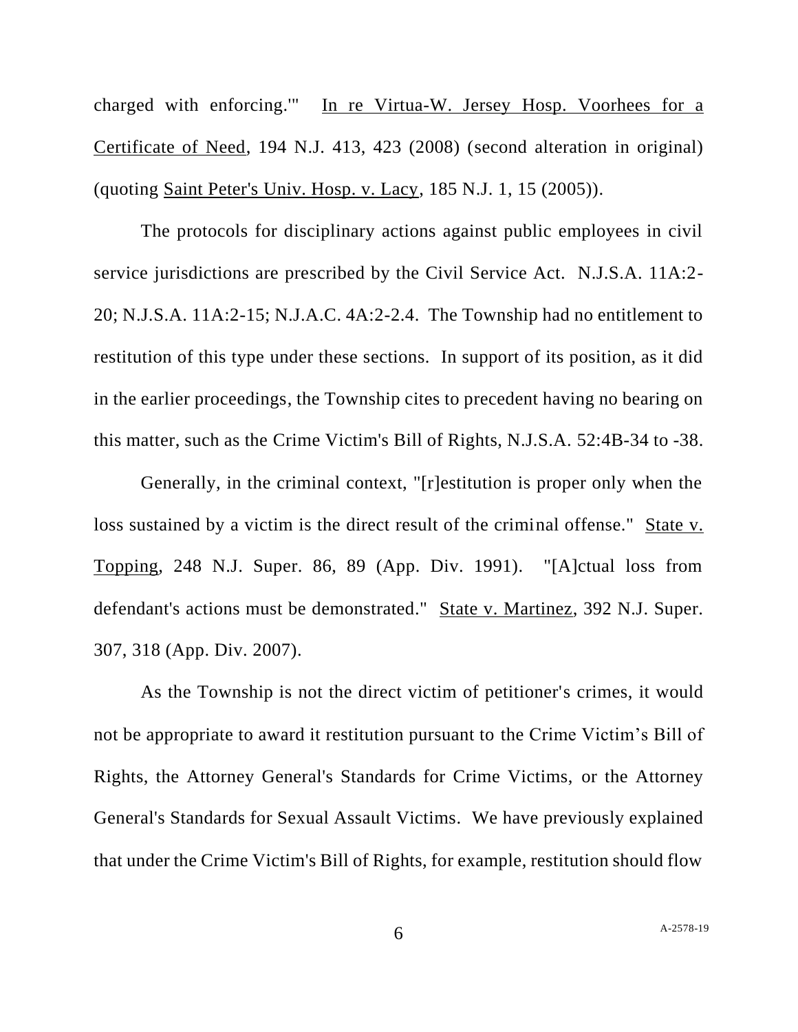charged with enforcing.'" In re Virtua-W. Jersey Hosp. Voorhees for a Certificate of Need, 194 N.J. 413, 423 (2008) (second alteration in original) (quoting Saint Peter's Univ. Hosp. v. Lacy, 185 N.J. 1, 15 (2005)).

The protocols for disciplinary actions against public employees in civil service jurisdictions are prescribed by the Civil Service Act. N.J.S.A. 11A:2-20; N.J.S.A. 11A:2-15; N.J.A.C. 4A:2-2.4. The Township had no entitlement to restitution of this type under these sections. In support of its position, as it did in the earlier proceedings, the Township cites to precedent having no bearing on this matter, such as the Crime Victim's Bill of Rights, N.J.S.A. 52:4B-34 to -38.

Generally, in the criminal context, "[r]estitution is proper only when the loss sustained by a victim is the direct result of the criminal offense." State v. Topping, 248 N.J. Super. 86, 89 (App. Div. 1991). "[A]ctual loss from defendant's actions must be demonstrated." State v. Martinez, 392 N.J. Super. 307, 318 (App. Div. 2007).

As the Township is not the direct victim of petitioner's crimes, it would not be appropriate to award it restitution pursuant to the Crime Victim's Bill of Rights, the Attorney General's Standards for Crime Victims, or the Attorney General's Standards for Sexual Assault Victims. We have previously explained that under the Crime Victim's Bill of Rights, for example, restitution should flow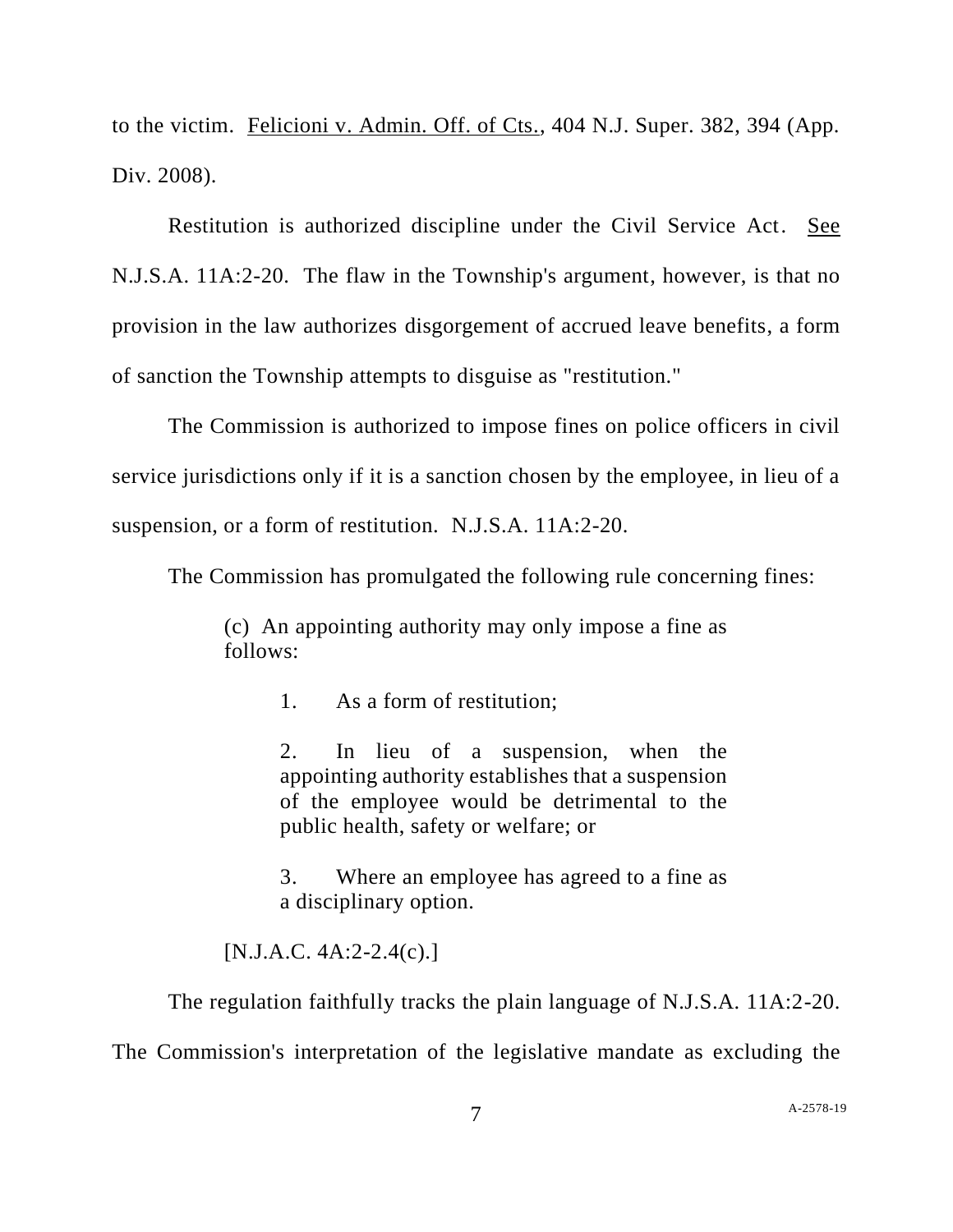to the victim. Felicioni v. Admin. Off. of Cts., 404 N.J. Super. 382, 394 (App. Div. 2008).

Restitution is authorized discipline under the Civil Service Act. See N.J.S.A. 11A:2-20. The flaw in the Township's argument, however, is that no provision in the law authorizes disgorgement of accrued leave benefits, a form of sanction the Township attempts to disguise as "restitution."

The Commission is authorized to impose fines on police officers in civil service jurisdictions only if it is a sanction chosen by the employee, in lieu of a suspension, or a form of restitution. N.J.S.A. 11A:2-20.

The Commission has promulgated the following rule concerning fines:

> (c) An appointing authority may only impose a fine as follows:
>
> 1. As a form of restitution;
>
> 2. In lieu of a suspension, when the appointing authority establishes that a suspension of the employee would be detrimental to the public health, safety or welfare; or
>
> 3. Where an employee has agreed to a fine as a disciplinary option.
>
> [N.J.A.C. 4A:2-2.4(c).]

The regulation faithfully tracks the plain language of N.J.S.A. 11A:2-20. The Commission's interpretation of the legislative mandate as excluding the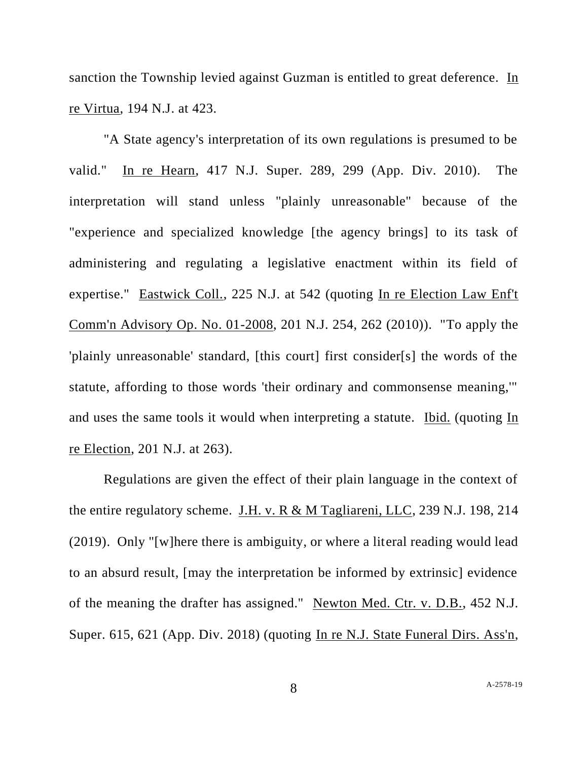sanction the Township levied against Guzman is entitled to great deference. In re Virtua, 194 N.J. at 423.

"A State agency's interpretation of its own regulations is presumed to be valid." In re Hearn, 417 N.J. Super. 289, 299 (App. Div. 2010). The interpretation will stand unless "plainly unreasonable" because of the "experience and specialized knowledge [the agency brings] to its task of administering and regulating a legislative enactment within its field of expertise." Eastwick Coll., 225 N.J. at 542 (quoting In re Election Law Enf't Comm'n Advisory Op. No. 01-2008, 201 N.J. 254, 262 (2010)). "To apply the 'plainly unreasonable' standard, [this court] first consider[s] the words of the statute, affording to those words 'their ordinary and commonsense meaning,'" and uses the same tools it would when interpreting a statute. Ibid. (quoting In re Election, 201 N.J. at 263).

Regulations are given the effect of their plain language in the context of the entire regulatory scheme. J.H. v. R & M Tagliareni, LLC, 239 N.J. 198, 214 (2019). Only "[w]here there is ambiguity, or where a literal reading would lead to an absurd result, [may the interpretation be informed by extrinsic] evidence of the meaning the drafter has assigned." Newton Med. Ctr. v. D.B., 452 N.J. Super. 615, 621 (App. Div. 2018) (quoting In re N.J. State Funeral Dirs. Ass'n,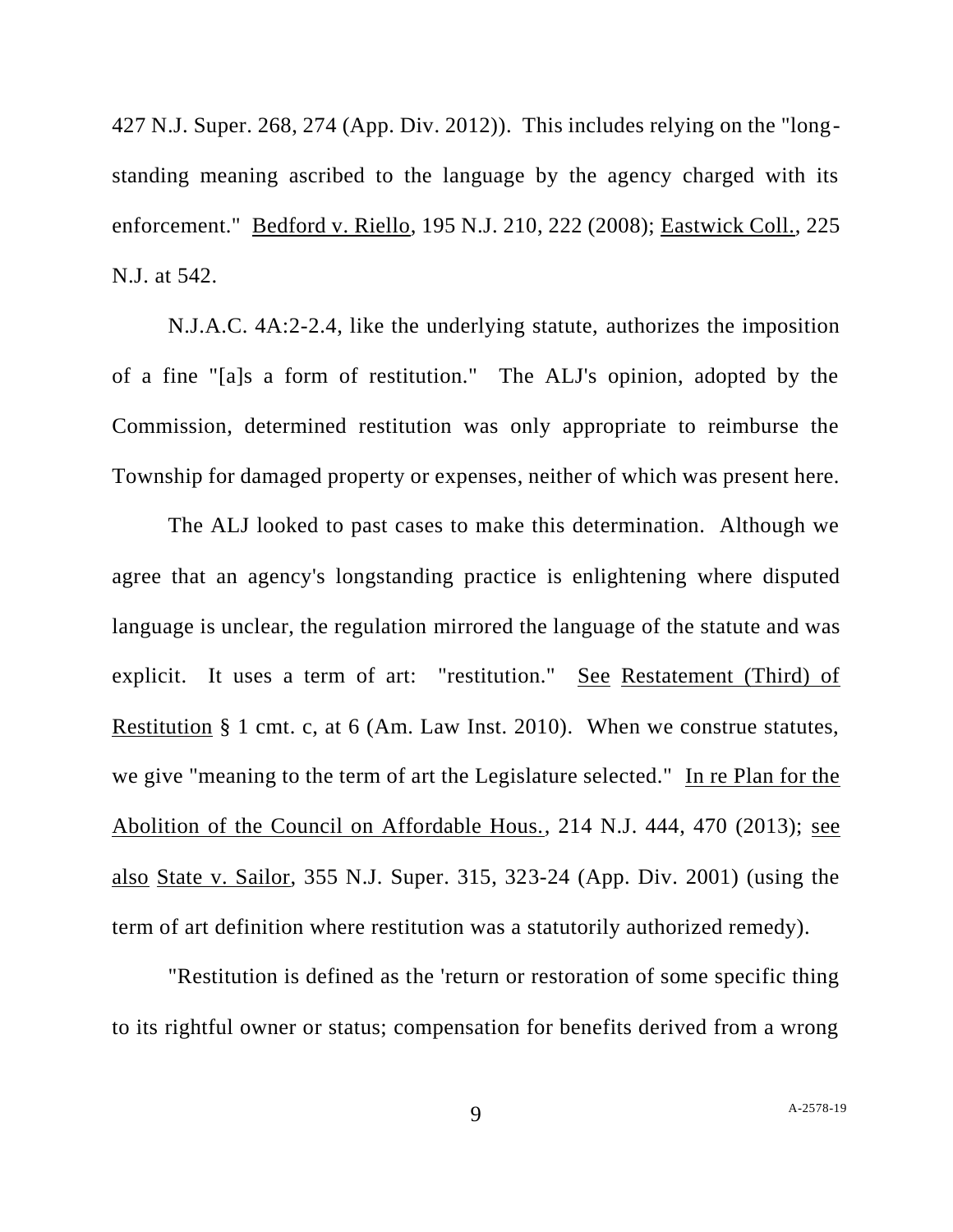427 N.J. Super. 268, 274 (App. Div. 2012)). This includes relying on the "long-standing meaning ascribed to the language by the agency charged with its enforcement." Bedford v. Riello, 195 N.J. 210, 222 (2008); Eastwick Coll., 225 N.J. at 542.

N.J.A.C. 4A:2-2.4, like the underlying statute, authorizes the imposition of a fine "[a]s a form of restitution." The ALJ's opinion, adopted by the Commission, determined restitution was only appropriate to reimburse the Township for damaged property or expenses, neither of which was present here.

The ALJ looked to past cases to make this determination. Although we agree that an agency's longstanding practice is enlightening where disputed language is unclear, the regulation mirrored the language of the statute and was explicit. It uses a term of art: "restitution." See Restatement (Third) of Restitution § 1 cmt. c, at 6 (Am. Law Inst. 2010). When we construe statutes, we give "meaning to the term of art the Legislature selected." In re Plan for the Abolition of the Council on Affordable Hous., 214 N.J. 444, 470 (2013); see also State v. Sailor, 355 N.J. Super. 315, 323-24 (App. Div. 2001) (using the term of art definition where restitution was a statutorily authorized remedy).

"Restitution is defined as the 'return or restoration of some specific thing to its rightful owner or status; compensation for benefits derived from a wrong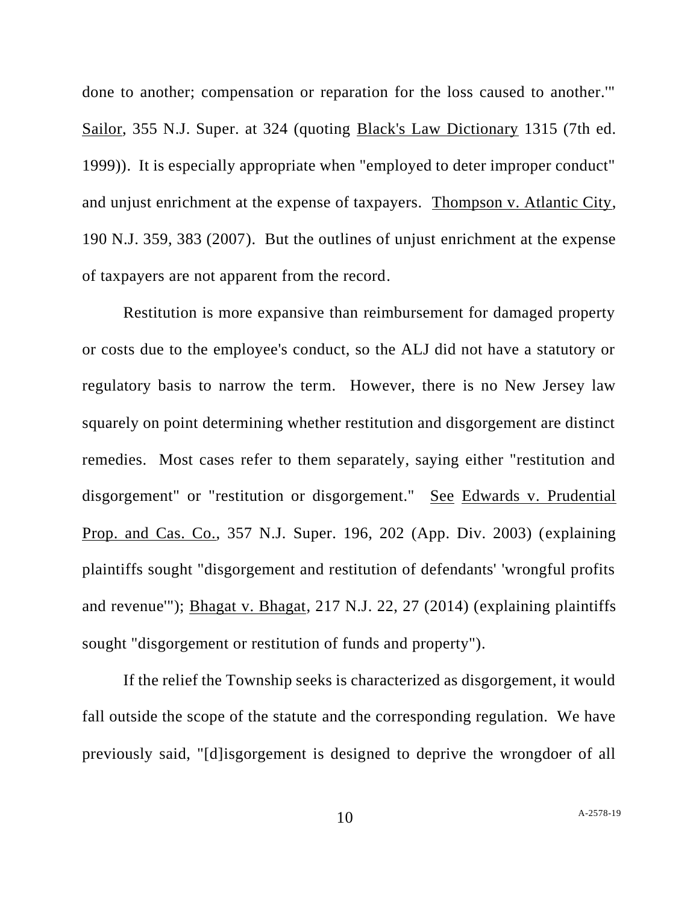done to another; compensation or reparation for the loss caused to another.'" Sailor, 355 N.J. Super. at 324 (quoting Black's Law Dictionary 1315 (7th ed. 1999)). It is especially appropriate when "employed to deter improper conduct" and unjust enrichment at the expense of taxpayers. Thompson v. Atlantic City, 190 N.J. 359, 383 (2007). But the outlines of unjust enrichment at the expense of taxpayers are not apparent from the record.

Restitution is more expansive than reimbursement for damaged property or costs due to the employee's conduct, so the ALJ did not have a statutory or regulatory basis to narrow the term. However, there is no New Jersey law squarely on point determining whether restitution and disgorgement are distinct remedies. Most cases refer to them separately, saying either "restitution and disgorgement" or "restitution or disgorgement." See Edwards v. Prudential Prop. and Cas. Co., 357 N.J. Super. 196, 202 (App. Div. 2003) (explaining plaintiffs sought "disgorgement and restitution of defendants' 'wrongful profits and revenue'"); Bhagat v. Bhagat, 217 N.J. 22, 27 (2014) (explaining plaintiffs sought "disgorgement or restitution of funds and property").

If the relief the Township seeks is characterized as disgorgement, it would fall outside the scope of the statute and the corresponding regulation. We have previously said, "[d]isgorgement is designed to deprive the wrongdoer of all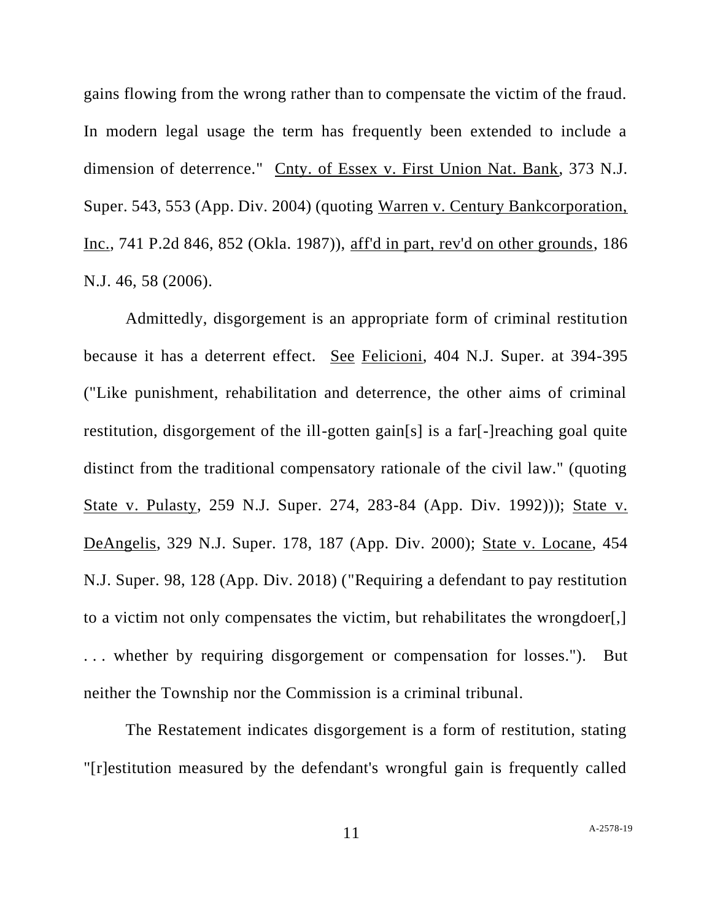gains flowing from the wrong rather than to compensate the victim of the fraud. In modern legal usage the term has frequently been extended to include a dimension of deterrence." Cnty. of Essex v. First Union Nat. Bank, 373 N.J. Super. 543, 553 (App. Div. 2004) (quoting Warren v. Century Bankcorporation, Inc., 741 P.2d 846, 852 (Okla. 1987)), aff'd in part, rev'd on other grounds, 186 N.J. 46, 58 (2006).

Admittedly, disgorgement is an appropriate form of criminal restitution because it has a deterrent effect. See Felicioni, 404 N.J. Super. at 394-395 ("Like punishment, rehabilitation and deterrence, the other aims of criminal restitution, disgorgement of the ill-gotten gain[s] is a far[-]reaching goal quite distinct from the traditional compensatory rationale of the civil law." (quoting State v. Pulasty, 259 N.J. Super. 274, 283-84 (App. Div. 1992))); State v. DeAngelis, 329 N.J. Super. 178, 187 (App. Div. 2000); State v. Locane, 454 N.J. Super. 98, 128 (App. Div. 2018) ("Requiring a defendant to pay restitution to a victim not only compensates the victim, but rehabilitates the wrongdoer[,] . . . whether by requiring disgorgement or compensation for losses."). But neither the Township nor the Commission is a criminal tribunal.

The Restatement indicates disgorgement is a form of restitution, stating "[r]estitution measured by the defendant's wrongful gain is frequently called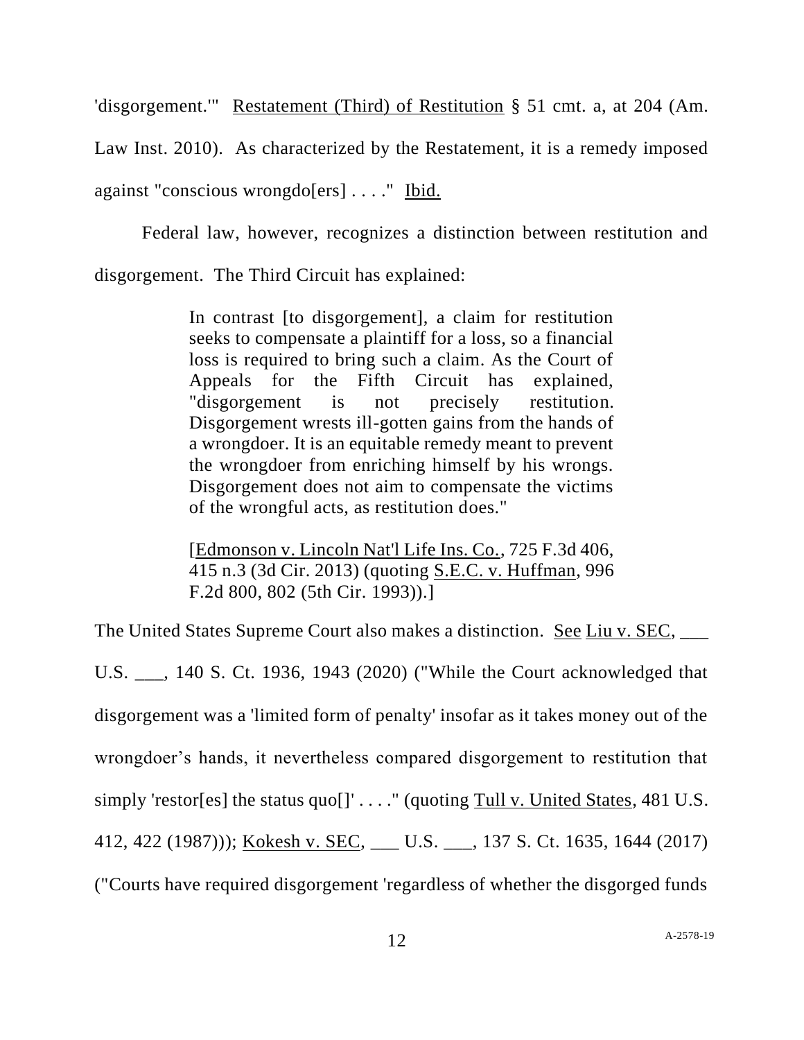'disgorgement.'" Restatement (Third) of Restitution § 51 cmt. a, at 204 (Am. Law Inst. 2010). As characterized by the Restatement, it is a remedy imposed against "conscious wrongdo[ers] . . . ." Ibid.

Federal law, however, recognizes a distinction between restitution and disgorgement. The Third Circuit has explained:

> In contrast [to disgorgement], a claim for restitution seeks to compensate a plaintiff for a loss, so a financial loss is required to bring such a claim. As the Court of Appeals for the Fifth Circuit has explained, "disgorgement is not precisely restitution. Disgorgement wrests ill-gotten gains from the hands of a wrongdoer. It is an equitable remedy meant to prevent the wrongdoer from enriching himself by his wrongs. Disgorgement does not aim to compensate the victims of the wrongful acts, as restitution does."
>
> [Edmonson v. Lincoln Nat'l Life Ins. Co., 725 F.3d 406, 415 n.3 (3d Cir. 2013) (quoting S.E.C. v. Huffman, 996 F.2d 800, 802 (5th Cir. 1993)).]

The United States Supreme Court also makes a distinction. See Liu v. SEC, ___ U.S. ___, 140 S. Ct. 1936, 1943 (2020) ("While the Court acknowledged that disgorgement was a 'limited form of penalty' insofar as it takes money out of the wrongdoer's hands, it nevertheless compared disgorgement to restitution that simply 'restor[es] the status quo[]' . . . ." (quoting Tull v. United States, 481 U.S. 412, 422 (1987))); Kokesh v. SEC, ___ U.S. ___, 137 S. Ct. 1635, 1644 (2017) ("Courts have required disgorgement 'regardless of whether the disgorged funds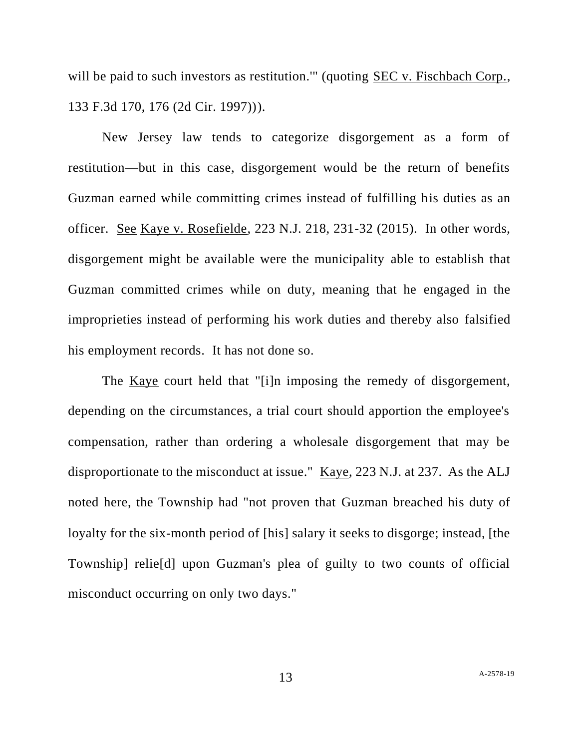will be paid to such investors as restitution.'" (quoting SEC v. Fischbach Corp., 133 F.3d 170, 176 (2d Cir. 1997))).

New Jersey law tends to categorize disgorgement as a form of restitution—but in this case, disgorgement would be the return of benefits Guzman earned while committing crimes instead of fulfilling his duties as an officer. See Kaye v. Rosefielde, 223 N.J. 218, 231-32 (2015). In other words, disgorgement might be available were the municipality able to establish that Guzman committed crimes while on duty, meaning that he engaged in the improprieties instead of performing his work duties and thereby also falsified his employment records. It has not done so.

The Kaye court held that "[i]n imposing the remedy of disgorgement, depending on the circumstances, a trial court should apportion the employee's compensation, rather than ordering a wholesale disgorgement that may be disproportionate to the misconduct at issue." Kaye, 223 N.J. at 237. As the ALJ noted here, the Township had "not proven that Guzman breached his duty of loyalty for the six-month period of [his] salary it seeks to disgorge; instead, [the Township] relie[d] upon Guzman's plea of guilty to two counts of official misconduct occurring on only two days."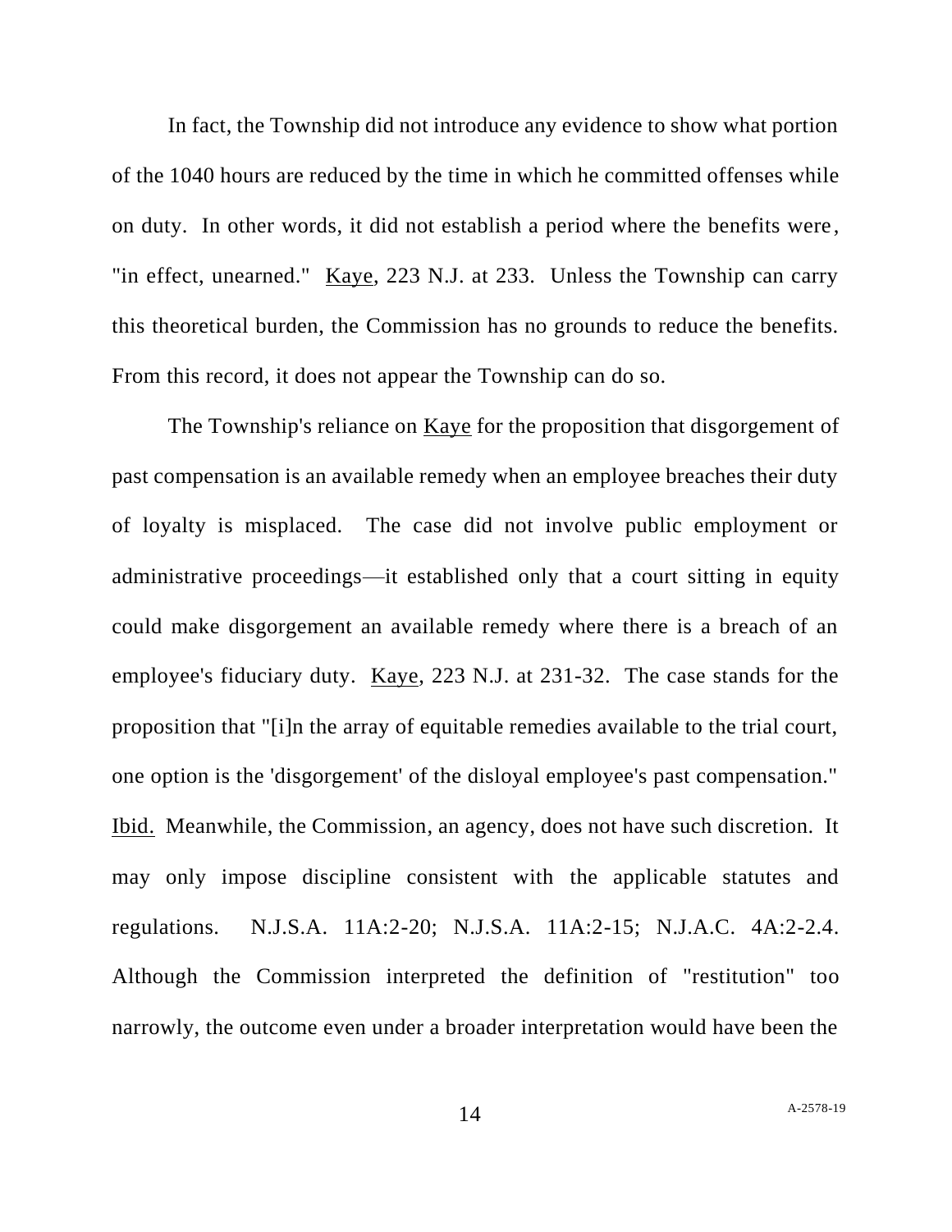In fact, the Township did not introduce any evidence to show what portion of the 1040 hours are reduced by the time in which he committed offenses while on duty. In other words, it did not establish a period where the benefits were, "in effect, unearned." Kaye, 223 N.J. at 233. Unless the Township can carry this theoretical burden, the Commission has no grounds to reduce the benefits. From this record, it does not appear the Township can do so.

The Township's reliance on Kaye for the proposition that disgorgement of past compensation is an available remedy when an employee breaches their duty of loyalty is misplaced. The case did not involve public employment or administrative proceedings—it established only that a court sitting in equity could make disgorgement an available remedy where there is a breach of an employee's fiduciary duty. Kaye, 223 N.J. at 231-32. The case stands for the proposition that "[i]n the array of equitable remedies available to the trial court, one option is the 'disgorgement' of the disloyal employee's past compensation." Ibid. Meanwhile, the Commission, an agency, does not have such discretion. It may only impose discipline consistent with the applicable statutes and regulations. N.J.S.A. 11A:2-20; N.J.S.A. 11A:2-15; N.J.A.C. 4A:2-2.4. Although the Commission interpreted the definition of "restitution" too narrowly, the outcome even under a broader interpretation would have been the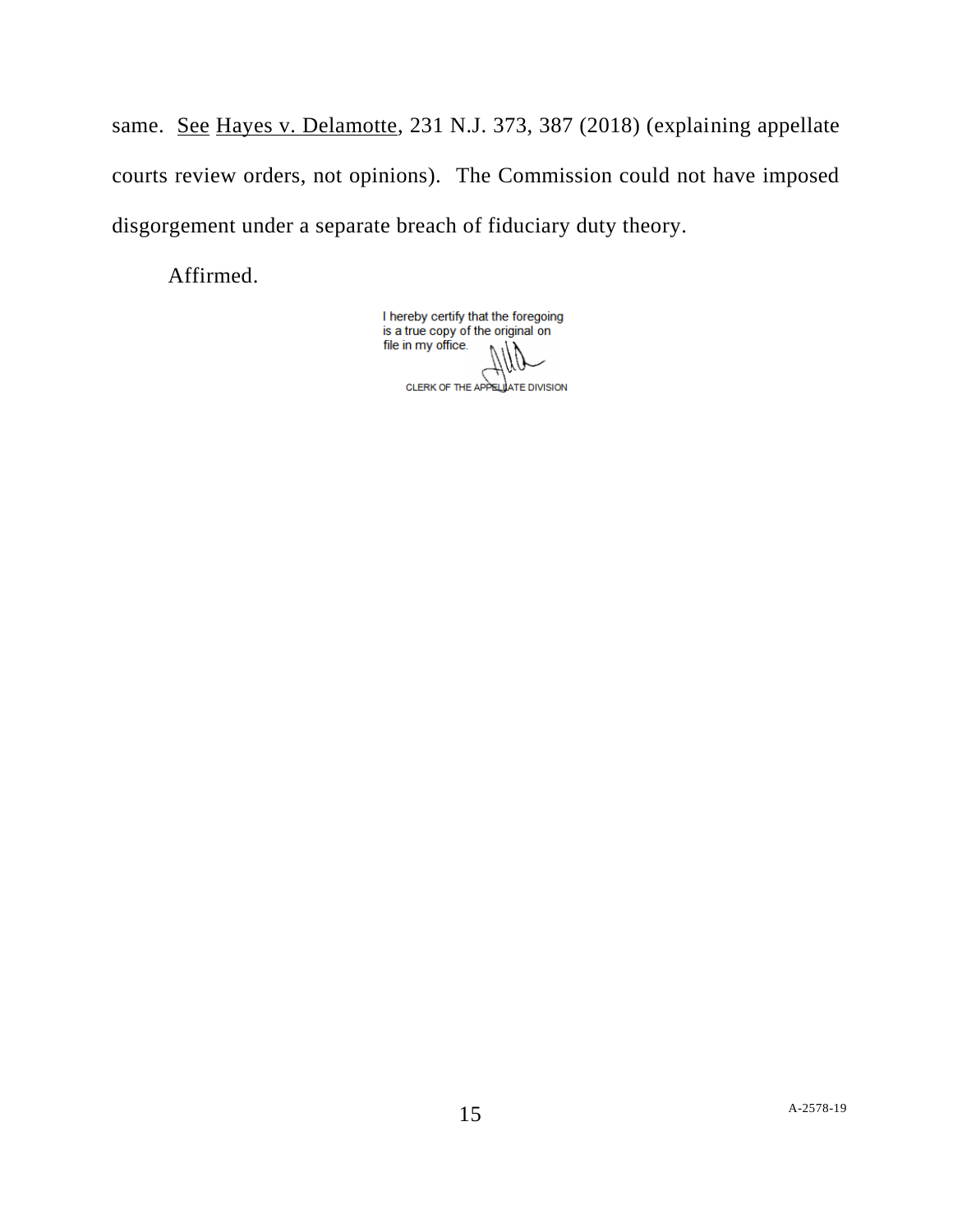same. See Hayes v. Delamotte, 231 N.J. 373, 387 (2018) (explaining appellate courts review orders, not opinions). The Commission could not have imposed disgorgement under a separate breach of fiduciary duty theory.

Affirmed.

I hereby certify that the foregoing is a true copy of the original on file in my office.

CLERK OF THE APPELLATE DIVISION